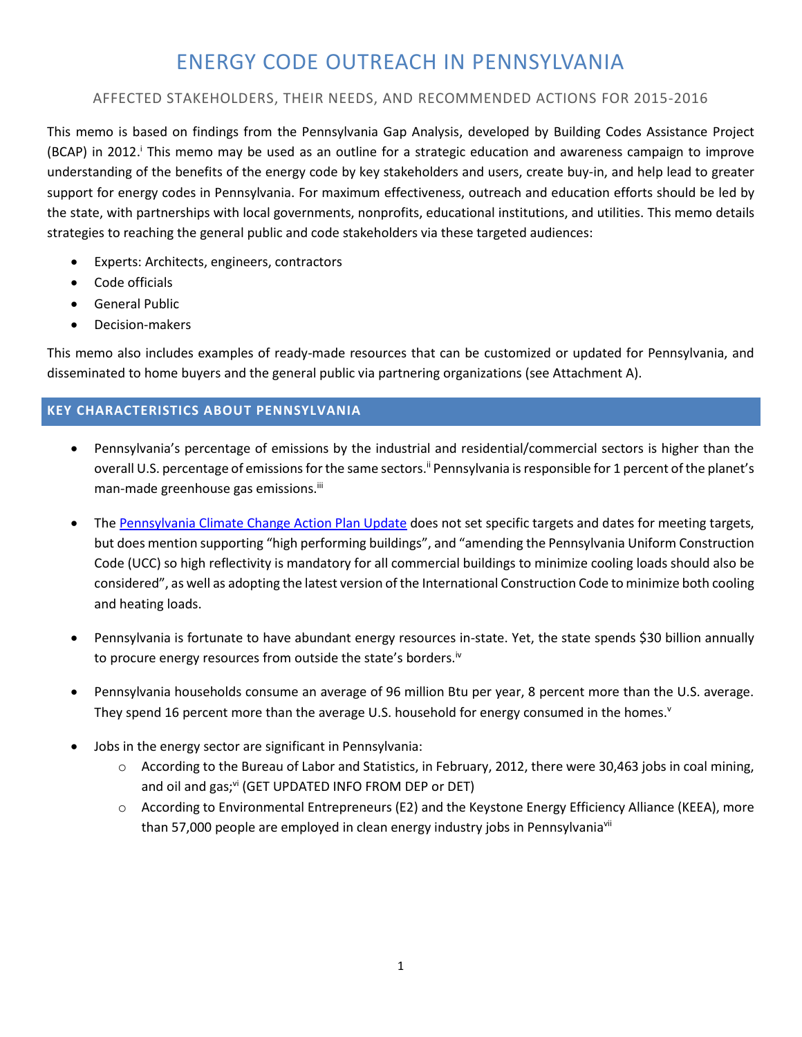# ENERGY CODE OUTREACH IN PENNSYLVANIA

## AFFECTED STAKEHOLDERS, THEIR NEEDS, AND RECOMMENDED ACTIONS FOR 2015-2016

This memo is based on findings from the Pennsylvania Gap Analysis, developed by Building Codes Assistance Project (BCAP) in 2012.[i] This memo may be used as an outline for a strategic education and awareness campaign to improve understanding of the benefits of the energy code by key stakeholders and users, create buy-in, and help lead to greater support for energy codes in Pennsylvania. For maximum effectiveness, outreach and education efforts should be led by the state, with partnerships with local governments, nonprofits, educational institutions, and utilities. This memo details strategies to reaching the general public and code stakeholders via these targeted audiences:

- Experts: Architects, engineers, contractors
- Code officials
- General Public
- Decision-makers

This memo also includes examples of ready-made resources that can be customized or updated for Pennsylvania, and disseminated to home buyers and the general public via partnering organizations (see Attachment A).

## KEY CHARACTERISTICS ABOUT PENNSYLVANIA

- Pennsylvania's percentage of emissions by the industrial and residential/commercial sectors is higher than the overall U.S. percentage of emissions for the same sectors.[ii] Pennsylvania is responsible for 1 percent of the planet's man-made greenhouse gas emissions.[iii]

- The Pennsylvania Climate Change Action Plan Update does not set specific targets and dates for meeting targets, but does mention supporting "high performing buildings", and "amending the Pennsylvania Uniform Construction Code (UCC) so high reflectivity is mandatory for all commercial buildings to minimize cooling loads should also be considered", as well as adopting the latest version of the International Construction Code to minimize both cooling and heating loads.

- Pennsylvania is fortunate to have abundant energy resources in-state. Yet, the state spends $30 billion annually to procure energy resources from outside the state's borders.[iv]

- Pennsylvania households consume an average of 96 million Btu per year, 8 percent more than the U.S. average. They spend 16 percent more than the average U.S. household for energy consumed in the homes.[v]

- Jobs in the energy sector are significant in Pennsylvania:
  - According to the Bureau of Labor and Statistics, in February, 2012, there were 30,463 jobs in coal mining, and oil and gas;[vi] (GET UPDATED INFO FROM DEP or DET)
  - According to Environmental Entrepreneurs (E2) and the Keystone Energy Efficiency Alliance (KEEA), more than 57,000 people are employed in clean energy industry jobs in Pennsylvania[vii]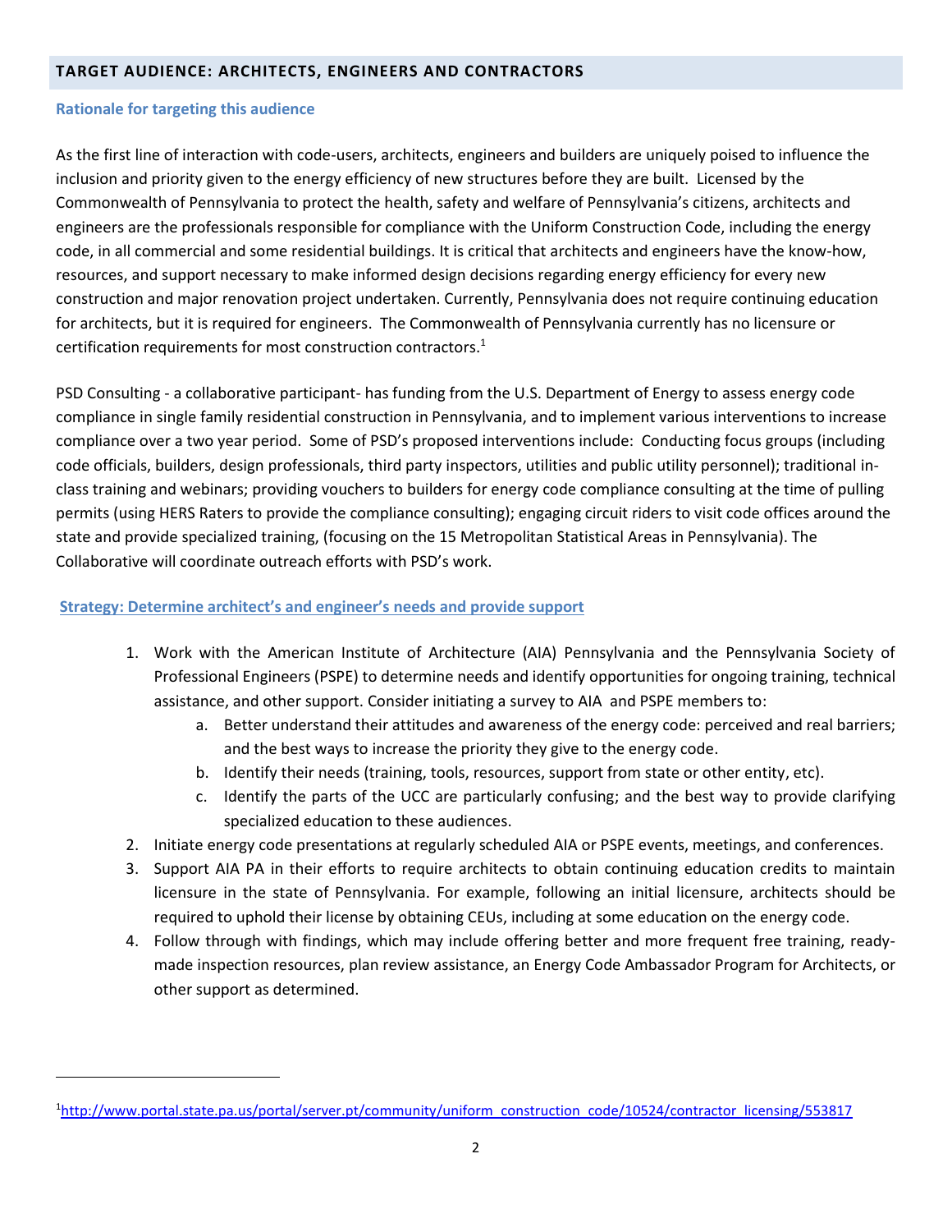## TARGET AUDIENCE: ARCHITECTS, ENGINEERS AND CONTRACTORS

### Rationale for targeting this audience

As the first line of interaction with code-users, architects, engineers and builders are uniquely poised to influence the inclusion and priority given to the energy efficiency of new structures before they are built. Licensed by the Commonwealth of Pennsylvania to protect the health, safety and welfare of Pennsylvania's citizens, architects and engineers are the professionals responsible for compliance with the Uniform Construction Code, including the energy code, in all commercial and some residential buildings. It is critical that architects and engineers have the know-how, resources, and support necessary to make informed design decisions regarding energy efficiency for every new construction and major renovation project undertaken. Currently, Pennsylvania does not require continuing education for architects, but it is required for engineers. The Commonwealth of Pennsylvania currently has no licensure or certification requirements for most construction contractors.[1]

PSD Consulting - a collaborative participant- has funding from the U.S. Department of Energy to assess energy code compliance in single family residential construction in Pennsylvania, and to implement various interventions to increase compliance over a two year period. Some of PSD's proposed interventions include: Conducting focus groups (including code officials, builders, design professionals, third party inspectors, utilities and public utility personnel); traditional in-class training and webinars; providing vouchers to builders for energy code compliance consulting at the time of pulling permits (using HERS Raters to provide the compliance consulting); engaging circuit riders to visit code offices around the state and provide specialized training, (focusing on the 15 Metropolitan Statistical Areas in Pennsylvania). The Collaborative will coordinate outreach efforts with PSD's work.

### Strategy: Determine architect's and engineer's needs and provide support

1. Work with the American Institute of Architecture (AIA) Pennsylvania and the Pennsylvania Society of Professional Engineers (PSPE) to determine needs and identify opportunities for ongoing training, technical assistance, and other support. Consider initiating a survey to AIA and PSPE members to:
   a. Better understand their attitudes and awareness of the energy code: perceived and real barriers; and the best ways to increase the priority they give to the energy code.
   b. Identify their needs (training, tools, resources, support from state or other entity, etc).
   c. Identify the parts of the UCC are particularly confusing; and the best way to provide clarifying specialized education to these audiences.
2. Initiate energy code presentations at regularly scheduled AIA or PSPE events, meetings, and conferences.
3. Support AIA PA in their efforts to require architects to obtain continuing education credits to maintain licensure in the state of Pennsylvania. For example, following an initial licensure, architects should be required to uphold their license by obtaining CEUs, including at some education on the energy code.
4. Follow through with findings, which may include offering better and more frequent free training, ready-made inspection resources, plan review assistance, an Energy Code Ambassador Program for Architects, or other support as determined.

---

[1] http://www.portal.state.pa.us/portal/server.pt/community/uniform_construction_code/10524/contractor_licensing/553817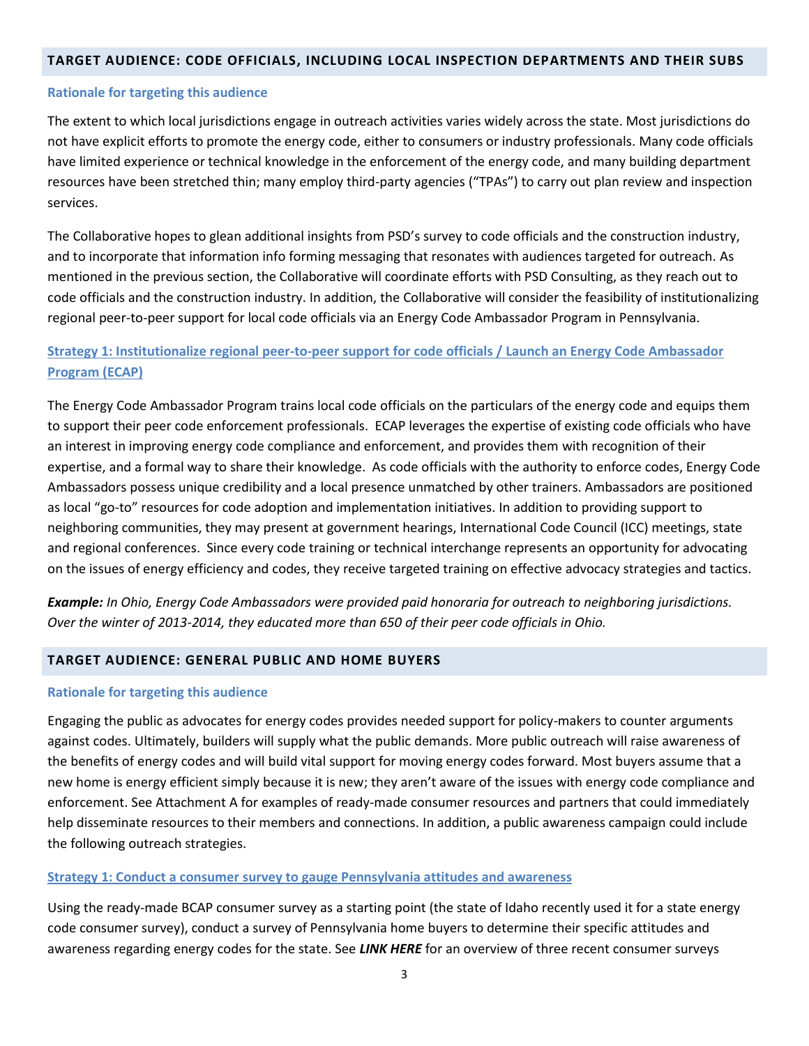## TARGET AUDIENCE: CODE OFFICIALS, INCLUDING LOCAL INSPECTION DEPARTMENTS AND THEIR SUBS

### Rationale for targeting this audience

The extent to which local jurisdictions engage in outreach activities varies widely across the state. Most jurisdictions do not have explicit efforts to promote the energy code, either to consumers or industry professionals. Many code officials have limited experience or technical knowledge in the enforcement of the energy code, and many building department resources have been stretched thin; many employ third-party agencies ("TPAs") to carry out plan review and inspection services.

The Collaborative hopes to glean additional insights from PSD's survey to code officials and the construction industry, and to incorporate that information info forming messaging that resonates with audiences targeted for outreach. As mentioned in the previous section, the Collaborative will coordinate efforts with PSD Consulting, as they reach out to code officials and the construction industry. In addition, the Collaborative will consider the feasibility of institutionalizing regional peer-to-peer support for local code officials via an Energy Code Ambassador Program in Pennsylvania.

### Strategy 1: Institutionalize regional peer-to-peer support for code officials / Launch an Energy Code Ambassador Program (ECAP)

The Energy Code Ambassador Program trains local code officials on the particulars of the energy code and equips them to support their peer code enforcement professionals. ECAP leverages the expertise of existing code officials who have an interest in improving energy code compliance and enforcement, and provides them with recognition of their expertise, and a formal way to share their knowledge. As code officials with the authority to enforce codes, Energy Code Ambassadors possess unique credibility and a local presence unmatched by other trainers. Ambassadors are positioned as local "go-to" resources for code adoption and implementation initiatives. In addition to providing support to neighboring communities, they may present at government hearings, International Code Council (ICC) meetings, state and regional conferences. Since every code training or technical interchange represents an opportunity for advocating on the issues of energy efficiency and codes, they receive targeted training on effective advocacy strategies and tactics.

***Example:*** *In Ohio, Energy Code Ambassadors were provided paid honoraria for outreach to neighboring jurisdictions. Over the winter of 2013-2014, they educated more than 650 of their peer code officials in Ohio.*

## TARGET AUDIENCE: GENERAL PUBLIC AND HOME BUYERS

### Rationale for targeting this audience

Engaging the public as advocates for energy codes provides needed support for policy-makers to counter arguments against codes. Ultimately, builders will supply what the public demands. More public outreach will raise awareness of the benefits of energy codes and will build vital support for moving energy codes forward. Most buyers assume that a new home is energy efficient simply because it is new; they aren't aware of the issues with energy code compliance and enforcement. See Attachment A for examples of ready-made consumer resources and partners that could immediately help disseminate resources to their members and connections. In addition, a public awareness campaign could include the following outreach strategies.

### Strategy 1: Conduct a consumer survey to gauge Pennsylvania attitudes and awareness

Using the ready-made BCAP consumer survey as a starting point (the state of Idaho recently used it for a state energy code consumer survey), conduct a survey of Pennsylvania home buyers to determine their specific attitudes and awareness regarding energy codes for the state. See ***LINK HERE*** for an overview of three recent consumer surveys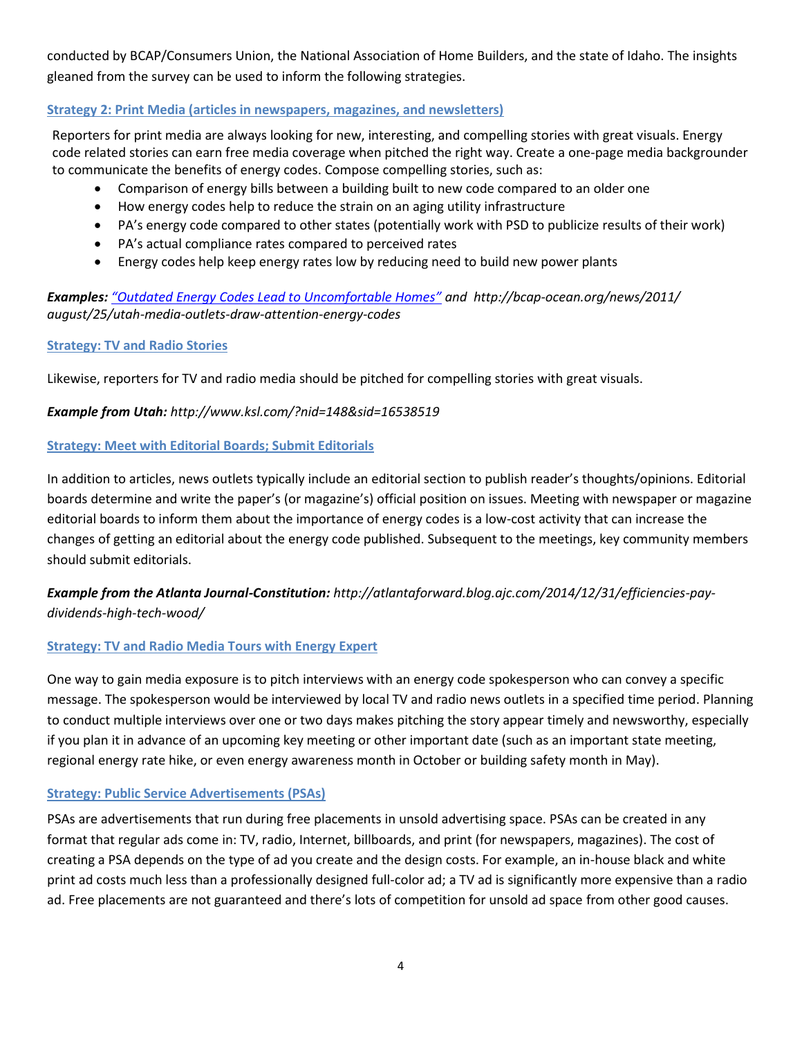conducted by BCAP/Consumers Union, the National Association of Home Builders, and the state of Idaho. The insights gleaned from the survey can be used to inform the following strategies.

### Strategy 2: Print Media (articles in newspapers, magazines, and newsletters)

Reporters for print media are always looking for new, interesting, and compelling stories with great visuals. Energy code related stories can earn free media coverage when pitched the right way. Create a one-page media backgrounder to communicate the benefits of energy codes. Compose compelling stories, such as:

- Comparison of energy bills between a building built to new code compared to an older one
- How energy codes help to reduce the strain on an aging utility infrastructure
- PA's energy code compared to other states (potentially work with PSD to publicize results of their work)
- PA's actual compliance rates compared to perceived rates
- Energy codes help keep energy rates low by reducing need to build new power plants

***Examples:*** *"Outdated Energy Codes Lead to Uncomfortable Homes" and http://bcap-ocean.org/news/2011/august/25/utah-media-outlets-draw-attention-energy-codes*

### Strategy: TV and Radio Stories

Likewise, reporters for TV and radio media should be pitched for compelling stories with great visuals.

***Example from Utah:*** *http://www.ksl.com/?nid=148&sid=16538519*

### Strategy: Meet with Editorial Boards; Submit Editorials

In addition to articles, news outlets typically include an editorial section to publish reader's thoughts/opinions. Editorial boards determine and write the paper's (or magazine's) official position on issues. Meeting with newspaper or magazine editorial boards to inform them about the importance of energy codes is a low-cost activity that can increase the changes of getting an editorial about the energy code published. Subsequent to the meetings, key community members should submit editorials.

***Example from the Atlanta Journal-Constitution:*** *http://atlantaforward.blog.ajc.com/2014/12/31/efficiencies-pay-dividends-high-tech-wood/*

### Strategy: TV and Radio Media Tours with Energy Expert

One way to gain media exposure is to pitch interviews with an energy code spokesperson who can convey a specific message. The spokesperson would be interviewed by local TV and radio news outlets in a specified time period. Planning to conduct multiple interviews over one or two days makes pitching the story appear timely and newsworthy, especially if you plan it in advance of an upcoming key meeting or other important date (such as an important state meeting, regional energy rate hike, or even energy awareness month in October or building safety month in May).

### Strategy: Public Service Advertisements (PSAs)

PSAs are advertisements that run during free placements in unsold advertising space. PSAs can be created in any format that regular ads come in: TV, radio, Internet, billboards, and print (for newspapers, magazines). The cost of creating a PSA depends on the type of ad you create and the design costs. For example, an in-house black and white print ad costs much less than a professionally designed full-color ad; a TV ad is significantly more expensive than a radio ad. Free placements are not guaranteed and there's lots of competition for unsold ad space from other good causes.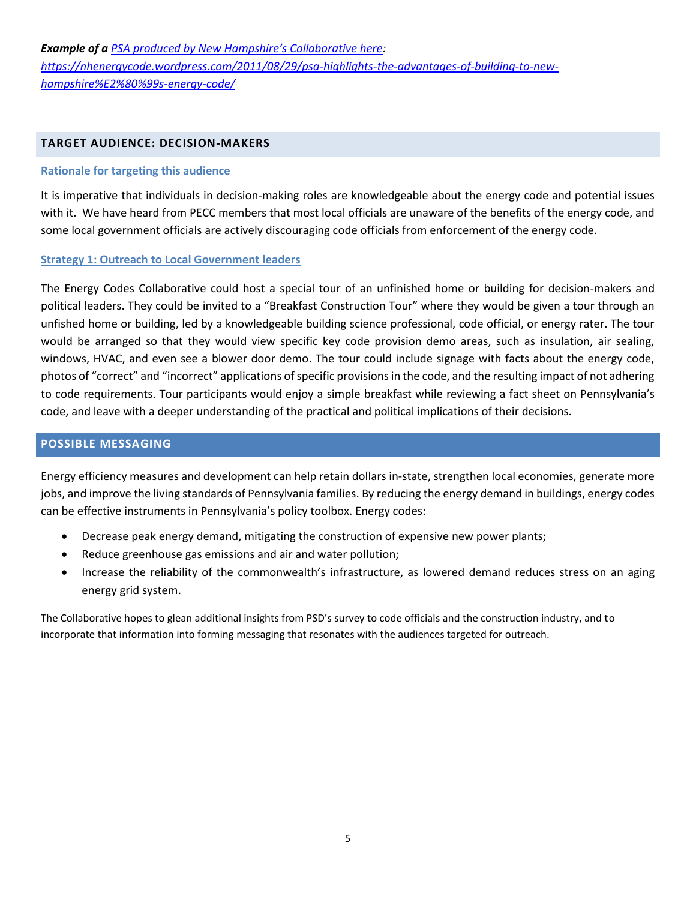***Example of a [PSA produced by New Hampshire's Collaborative here](https://nhenergycode.wordpress.com/2011/08/29/psa-highlights-the-advantages-of-building-to-new-hampshire%E2%80%99s-energy-code/):***
*[https://nhenergycode.wordpress.com/2011/08/29/psa-highlights-the-advantages-of-building-to-new-hampshire%E2%80%99s-energy-code/](https://nhenergycode.wordpress.com/2011/08/29/psa-highlights-the-advantages-of-building-to-new-hampshire%E2%80%99s-energy-code/)*

## TARGET AUDIENCE: DECISION-MAKERS

### Rationale for targeting this audience

It is imperative that individuals in decision-making roles are knowledgeable about the energy code and potential issues with it. We have heard from PECC members that most local officials are unaware of the benefits of the energy code, and some local government officials are actively discouraging code officials from enforcement of the energy code.

### Strategy 1: Outreach to Local Government leaders

The Energy Codes Collaborative could host a special tour of an unfinished home or building for decision-makers and political leaders. They could be invited to a "Breakfast Construction Tour" where they would be given a tour through an unfished home or building, led by a knowledgeable building science professional, code official, or energy rater. The tour would be arranged so that they would view specific key code provision demo areas, such as insulation, air sealing, windows, HVAC, and even see a blower door demo. The tour could include signage with facts about the energy code, photos of "correct" and "incorrect" applications of specific provisions in the code, and the resulting impact of not adhering to code requirements. Tour participants would enjoy a simple breakfast while reviewing a fact sheet on Pennsylvania's code, and leave with a deeper understanding of the practical and political implications of their decisions.

## POSSIBLE MESSAGING

Energy efficiency measures and development can help retain dollars in-state, strengthen local economies, generate more jobs, and improve the living standards of Pennsylvania families. By reducing the energy demand in buildings, energy codes can be effective instruments in Pennsylvania's policy toolbox. Energy codes:

- Decrease peak energy demand, mitigating the construction of expensive new power plants;
- Reduce greenhouse gas emissions and air and water pollution;
- Increase the reliability of the commonwealth's infrastructure, as lowered demand reduces stress on an aging energy grid system.

The Collaborative hopes to glean additional insights from PSD's survey to code officials and the construction industry, and to incorporate that information into forming messaging that resonates with the audiences targeted for outreach.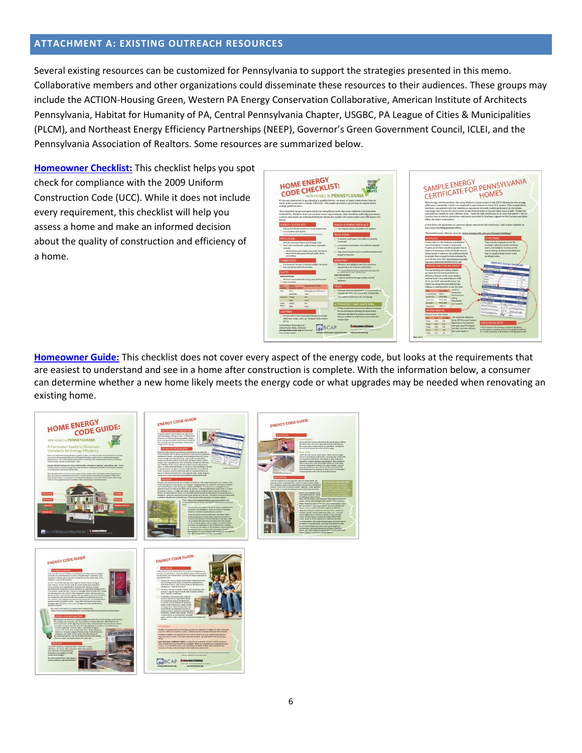## ATTACHMENT A: EXISTING OUTREACH RESOURCES

Several existing resources can be customized for Pennsylvania to support the strategies presented in this memo. Collaborative members and other organizations could disseminate these resources to their audiences. These groups may include the ACTION-Housing Green, Western PA Energy Conservation Collaborative, American Institute of Architects Pennsylvania, Habitat for Humanity of PA, Central Pennsylvania Chapter, USGBC, PA League of Cities & Municipalities (PLCM), and Northeast Energy Efficiency Partnerships (NEEP), Governor's Green Government Council, ICLEI, and the Pennsylvania Association of Realtors. Some resources are summarized below.

**Homeowner Checklist:** This checklist helps you spot check for compliance with the 2009 Uniform Construction Code (UCC). While it does not include every requirement, this checklist will help you assess a home and make an informed decision about the quality of construction and efficiency of a home.

**Homeowner Guide:** This checklist does not cover every aspect of the energy code, but looks at the requirements that are easiest to understand and see in a home after construction is complete. With the information below, a consumer can determine whether a new home likely meets the energy code or what upgrades may be needed when renovating an existing home.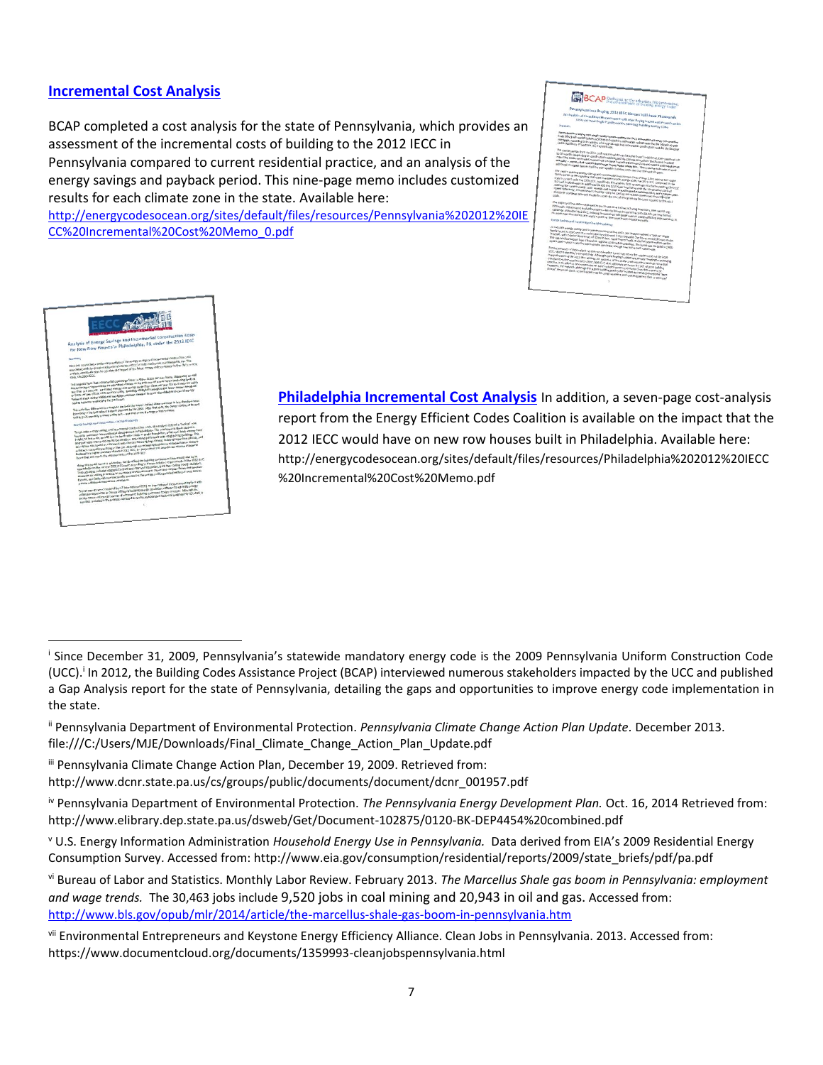## Incremental Cost Analysis

BCAP completed a cost analysis for the state of Pennsylvania, which provides an assessment of the incremental costs of building to the 2012 IECC in Pennsylvania compared to current residential practice, and an analysis of the energy savings and payback period. This nine-page memo includes customized results for each climate zone in the state. Available here: http://energycodesocean.org/sites/default/files/resources/Pennsylvania%202012%20IECC%20Incremental%20Cost%20Memo_0.pdf

**Philadelphia Incremental Cost Analysis** In addition, a seven-page cost-analysis report from the Energy Efficient Codes Coalition is available on the impact that the 2012 IECC would have on new row houses built in Philadelphia. Available here: http://energycodesocean.org/sites/default/files/resources/Philadelphia%202012%20IECC%20Incremental%20Cost%20Memo.pdf

---

[i] Since December 31, 2009, Pennsylvania's statewide mandatory energy code is the 2009 Pennsylvania Uniform Construction Code (UCC).[i] In 2012, the Building Codes Assistance Project (BCAP) interviewed numerous stakeholders impacted by the UCC and published a Gap Analysis report for the state of Pennsylvania, detailing the gaps and opportunities to improve energy code implementation in the state.

[ii] Pennsylvania Department of Environmental Protection. *Pennsylvania Climate Change Action Plan Update*. December 2013. file:///C:/Users/MJE/Downloads/Final_Climate_Change_Action_Plan_Update.pdf

[iii] Pennsylvania Climate Change Action Plan, December 19, 2009. Retrieved from: http://www.dcnr.state.pa.us/cs/groups/public/documents/document/dcnr_001957.pdf

[iv] Pennsylvania Department of Environmental Protection. *The Pennsylvania Energy Development Plan.* Oct. 16, 2014 Retrieved from: http://www.elibrary.dep.state.pa.us/dsweb/Get/Document-102875/0120-BK-DEP4454%20combined.pdf

[v] U.S. Energy Information Administration *Household Energy Use in Pennsylvania.* Data derived from EIA's 2009 Residential Energy Consumption Survey. Accessed from: http://www.eia.gov/consumption/residential/reports/2009/state_briefs/pdf/pa.pdf

[vi] Bureau of Labor and Statistics. Monthly Labor Review. February 2013. *The Marcellus Shale gas boom in Pennsylvania: employment and wage trends.* The 30,463 jobs include 9,520 jobs in coal mining and 20,943 in oil and gas. Accessed from: http://www.bls.gov/opub/mlr/2014/article/the-marcellus-shale-gas-boom-in-pennsylvania.htm

[vii] Environmental Entrepreneurs and Keystone Energy Efficiency Alliance. Clean Jobs in Pennsylvania. 2013. Accessed from: https://www.documentcloud.org/documents/1359993-cleanjobspennsylvania.html